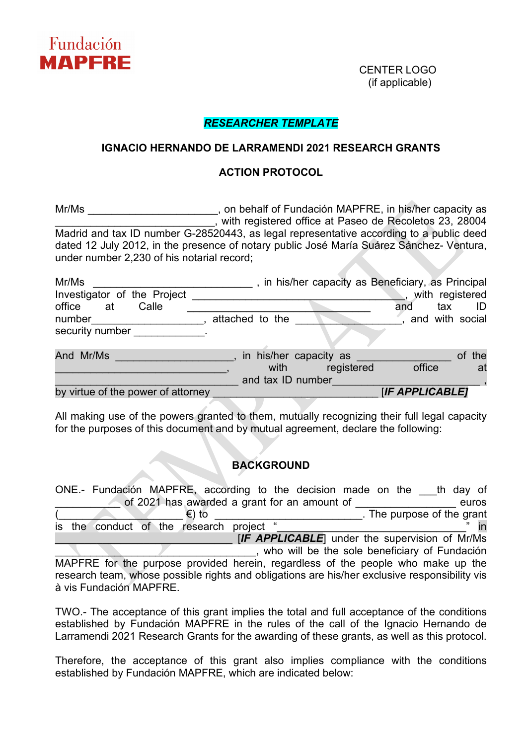Fundación
**MAPFRE**

CENTER LOGO
(if applicable)

***RESEARCHER TEMPLATE***

**IGNACIO HERNANDO DE LARRAMENDI 2021 RESEARCH GRANTS**

**ACTION PROTOCOL**

Mr/Ms ______________________, on behalf of Fundación MAPFRE, in his/her capacity as ________________________, with registered office at Paseo de Recoletos 23, 28004 Madrid and tax ID number G-28520443, as legal representative according to a public deed dated 12 July 2012, in the presence of notary public José María Suárez Sánchez- Ventura, under number 2,230 of his notarial record;

Mr/Ms __________________________ , in his/her capacity as Beneficiary, as Principal Investigator of the Project ____________________________________, with registered office at Calle ______________________________ and tax ID number___________________, attached to the _________________, and with social security number ____________.

And Mr/Ms ___________________, in his/her capacity as _______________ of the ______________________________, with registered office at ________________________________ and tax ID number_________________________ , by virtue of the power of attorney ___________________________ ***[IF APPLICABLE]***

All making use of the powers granted to them, mutually recognizing their full legal capacity for the purposes of this document and by mutual agreement, declare the following:

**BACKGROUND**

ONE.- Fundación MAPFRE, according to the decision made on the ___th day of ___________ of 2021 has awarded a grant for an amount of _________________ euros (____________________ €) to _________________________. The purpose of the grant is the conduct of the research project "_______________________________" in ______________________________ [***IF APPLICABLE***] under the supervision of Mr/Ms ____________________________________, who will be the sole beneficiary of Fundación MAPFRE for the purpose provided herein, regardless of the people who make up the research team, whose possible rights and obligations are his/her exclusive responsibility vis à vis Fundación MAPFRE.

TWO.- The acceptance of this grant implies the total and full acceptance of the conditions established by Fundación MAPFRE in the rules of the call of the Ignacio Hernando de Larramendi 2021 Research Grants for the awarding of these grants, as well as this protocol.

Therefore, the acceptance of this grant also implies compliance with the conditions established by Fundación MAPFRE, which are indicated below: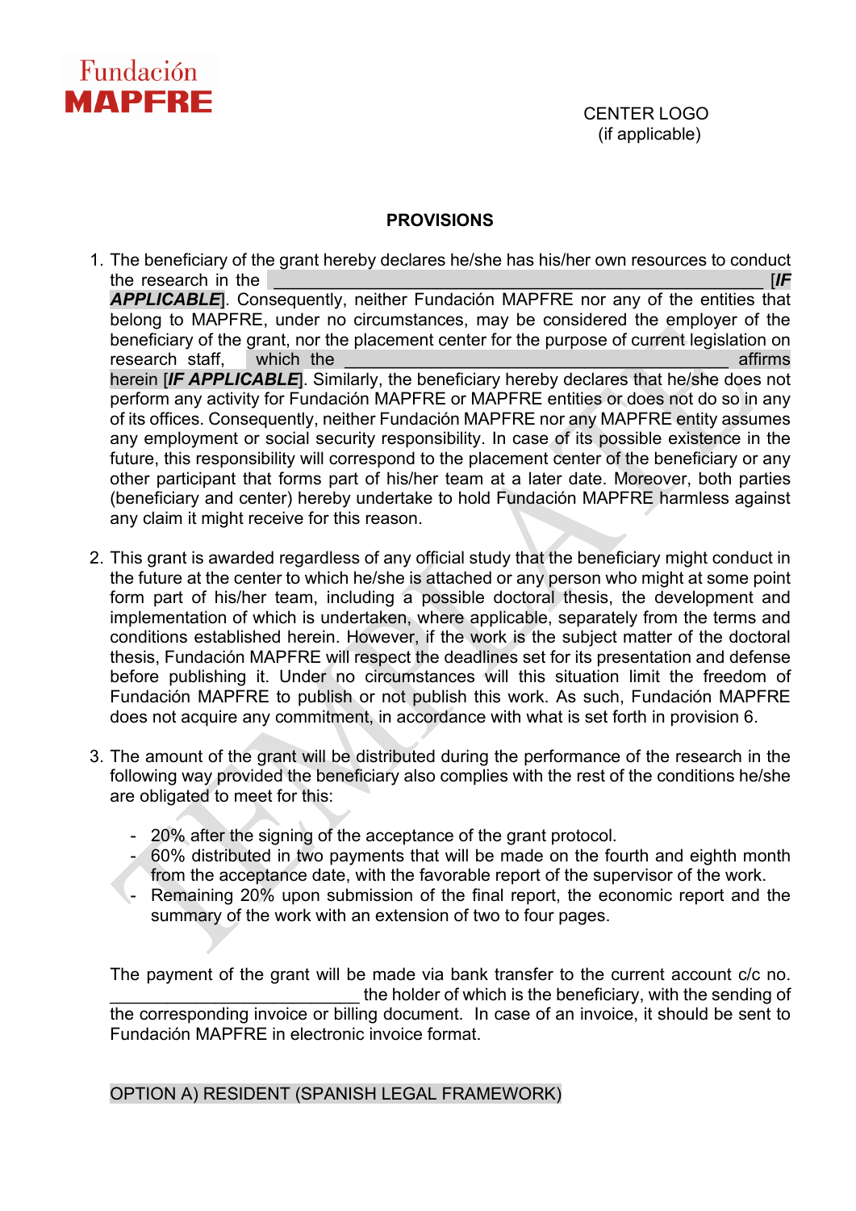Fundación MAPFRE

CENTER LOGO
(if applicable)

## PROVISIONS

1. The beneficiary of the grant hereby declares he/she has his/her own resources to conduct the research in the ________________________________________________ [***IF APPLICABLE***]. Consequently, neither Fundación MAPFRE nor any of the entities that belong to MAPFRE, under no circumstances, may be considered the employer of the beneficiary of the grant, nor the placement center for the purpose of current legislation on research staff, which the _____________________________________ affirms herein [***IF APPLICABLE***]. Similarly, the beneficiary hereby declares that he/she does not perform any activity for Fundación MAPFRE or MAPFRE entities or does not do so in any of its offices. Consequently, neither Fundación MAPFRE nor any MAPFRE entity assumes any employment or social security responsibility. In case of its possible existence in the future, this responsibility will correspond to the placement center of the beneficiary or any other participant that forms part of his/her team at a later date. Moreover, both parties (beneficiary and center) hereby undertake to hold Fundación MAPFRE harmless against any claim it might receive for this reason.

2. This grant is awarded regardless of any official study that the beneficiary might conduct in the future at the center to which he/she is attached or any person who might at some point form part of his/her team, including a possible doctoral thesis, the development and implementation of which is undertaken, where applicable, separately from the terms and conditions established herein. However, if the work is the subject matter of the doctoral thesis, Fundación MAPFRE will respect the deadlines set for its presentation and defense before publishing it. Under no circumstances will this situation limit the freedom of Fundación MAPFRE to publish or not publish this work. As such, Fundación MAPFRE does not acquire any commitment, in accordance with what is set forth in provision 6.

3. The amount of the grant will be distributed during the performance of the research in the following way provided the beneficiary also complies with the rest of the conditions he/she are obligated to meet for this:

   - 20% after the signing of the acceptance of the grant protocol.
   - 60% distributed in two payments that will be made on the fourth and eighth month from the acceptance date, with the favorable report of the supervisor of the work.
   - Remaining 20% upon submission of the final report, the economic report and the summary of the work with an extension of two to four pages.

   The payment of the grant will be made via bank transfer to the current account c/c no. __________________________ the holder of which is the beneficiary, with the sending of the corresponding invoice or billing document. In case of an invoice, it should be sent to Fundación MAPFRE in electronic invoice format.

   OPTION A) RESIDENT (SPANISH LEGAL FRAMEWORK)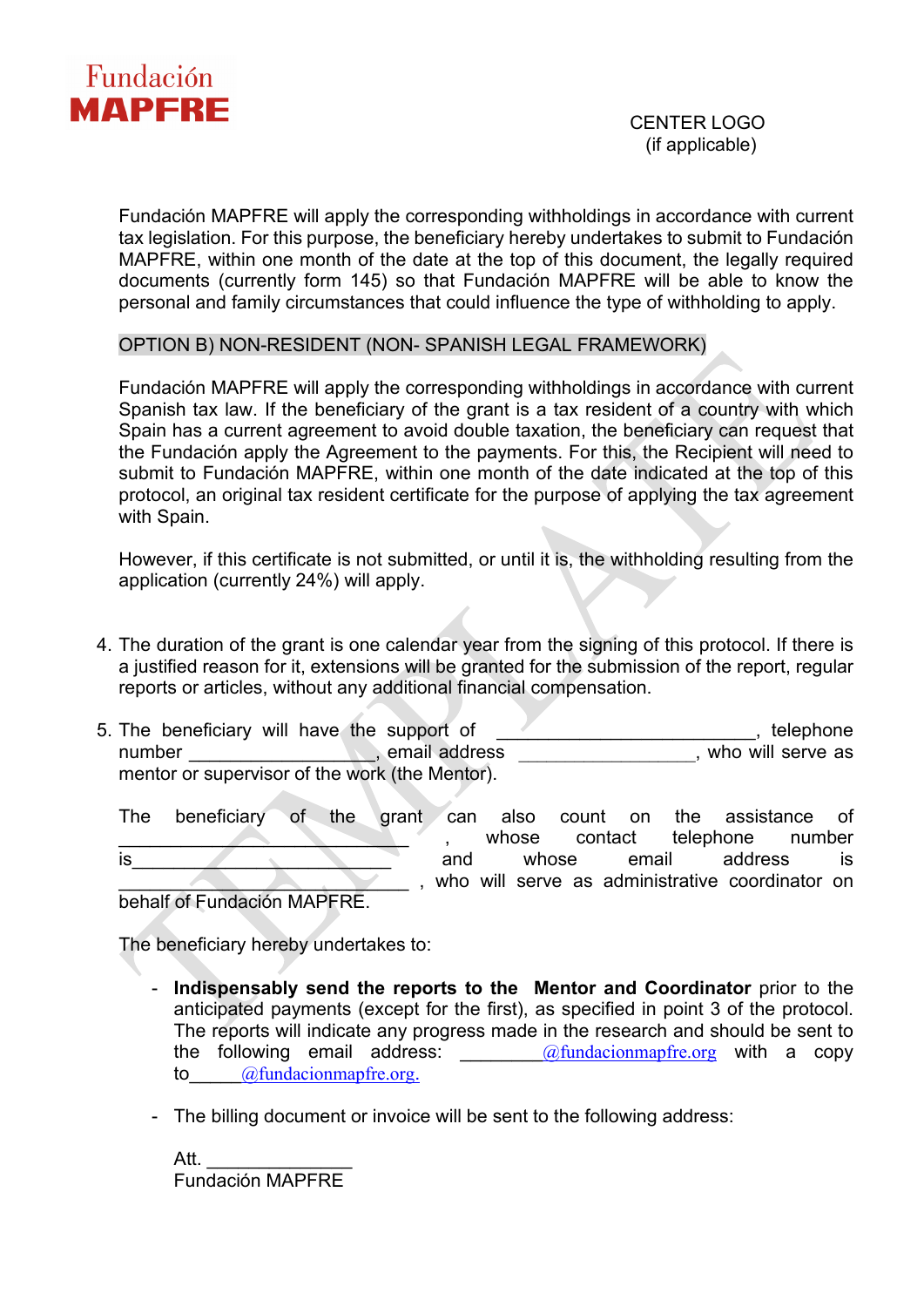Fundación MAPFRE

CENTER LOGO
(if applicable)

Fundación MAPFRE will apply the corresponding withholdings in accordance with current tax legislation. For this purpose, the beneficiary hereby undertakes to submit to Fundación MAPFRE, within one month of the date at the top of this document, the legally required documents (currently form 145) so that Fundación MAPFRE will be able to know the personal and family circumstances that could influence the type of withholding to apply.

OPTION B) NON-RESIDENT (NON- SPANISH LEGAL FRAMEWORK)

Fundación MAPFRE will apply the corresponding withholdings in accordance with current Spanish tax law. If the beneficiary of the grant is a tax resident of a country with which Spain has a current agreement to avoid double taxation, the beneficiary can request that the Fundación apply the Agreement to the payments. For this, the Recipient will need to submit to Fundación MAPFRE, within one month of the date indicated at the top of this protocol, an original tax resident certificate for the purpose of applying the tax agreement with Spain.

However, if this certificate is not submitted, or until it is, the withholding resulting from the application (currently 24%) will apply.

4. The duration of the grant is one calendar year from the signing of this protocol. If there is a justified reason for it, extensions will be granted for the submission of the report, regular reports or articles, without any additional financial compensation.

5. The beneficiary will have the support of \_\_\_\_\_\_\_\_\_\_\_\_\_\_\_\_\_\_\_\_\_\_\_\_\_\_, telephone number \_\_\_\_\_\_\_\_\_\_\_\_\_\_\_\_\_\_\_, email address \_\_\_\_\_\_\_\_\_\_\_\_\_\_\_\_\_\_, who will serve as mentor or supervisor of the work (the Mentor).

   The beneficiary of the grant can also count on the assistance of \_\_\_\_\_\_\_\_\_\_\_\_\_\_\_\_\_\_\_\_\_\_\_\_\_\_\_\_\_, whose contact telephone number is\_\_\_\_\_\_\_\_\_\_\_\_\_\_\_\_\_\_\_\_\_\_\_\_\_\_ and whose email address is \_\_\_\_\_\_\_\_\_\_\_\_\_\_\_\_\_\_\_\_\_\_\_\_\_\_\_\_\_, who will serve as administrative coordinator on behalf of Fundación MAPFRE.

   The beneficiary hereby undertakes to:

   - **Indispensably send the reports to the Mentor and Coordinator** prior to the anticipated payments (except for the first), as specified in point 3 of the protocol. The reports will indicate any progress made in the research and should be sent to the following email address: \_\_\_\_\_\_\_\_\_@fundacionmapfre.org with a copy to\_\_\_\_\_@fundacionmapfre.org.

   - The billing document or invoice will be sent to the following address:

     Att. \_\_\_\_\_\_\_\_\_\_\_\_\_\_\_
     Fundación MAPFRE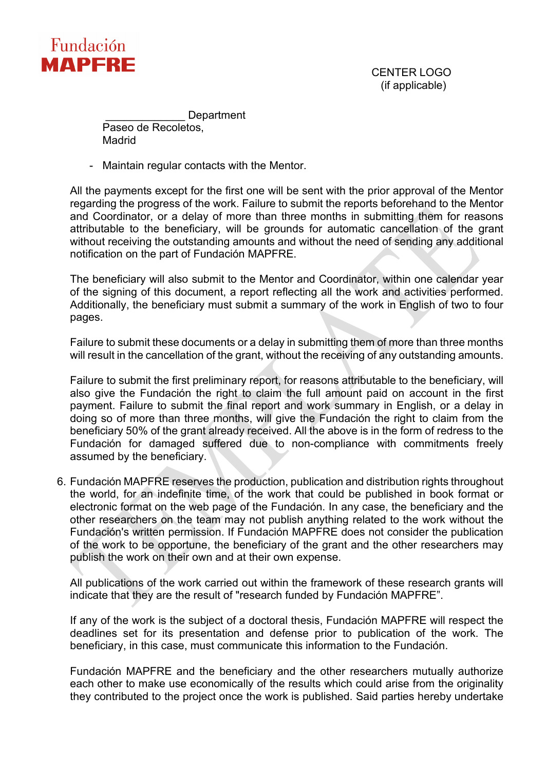Fundación MAPFRE

CENTER LOGO
(if applicable)

_____________ Department
Paseo de Recoletos,
Madrid

- Maintain regular contacts with the Mentor.

All the payments except for the first one will be sent with the prior approval of the Mentor regarding the progress of the work. Failure to submit the reports beforehand to the Mentor and Coordinator, or a delay of more than three months in submitting them for reasons attributable to the beneficiary, will be grounds for automatic cancellation of the grant without receiving the outstanding amounts and without the need of sending any additional notification on the part of Fundación MAPFRE.

The beneficiary will also submit to the Mentor and Coordinator, within one calendar year of the signing of this document, a report reflecting all the work and activities performed. Additionally, the beneficiary must submit a summary of the work in English of two to four pages.

Failure to submit these documents or a delay in submitting them of more than three months will result in the cancellation of the grant, without the receiving of any outstanding amounts.

Failure to submit the first preliminary report, for reasons attributable to the beneficiary, will also give the Fundación the right to claim the full amount paid on account in the first payment. Failure to submit the final report and work summary in English, or a delay in doing so of more than three months, will give the Fundación the right to claim from the beneficiary 50% of the grant already received. All the above is in the form of redress to the Fundación for damaged suffered due to non-compliance with commitments freely assumed by the beneficiary.

6. Fundación MAPFRE reserves the production, publication and distribution rights throughout the world, for an indefinite time, of the work that could be published in book format or electronic format on the web page of the Fundación. In any case, the beneficiary and the other researchers on the team may not publish anything related to the work without the Fundación's written permission. If Fundación MAPFRE does not consider the publication of the work to be opportune, the beneficiary of the grant and the other researchers may publish the work on their own and at their own expense.

   All publications of the work carried out within the framework of these research grants will indicate that they are the result of "research funded by Fundación MAPFRE".

   If any of the work is the subject of a doctoral thesis, Fundación MAPFRE will respect the deadlines set for its presentation and defense prior to publication of the work. The beneficiary, in this case, must communicate this information to the Fundación.

   Fundación MAPFRE and the beneficiary and the other researchers mutually authorize each other to make use economically of the results which could arise from the originality they contributed to the project once the work is published. Said parties hereby undertake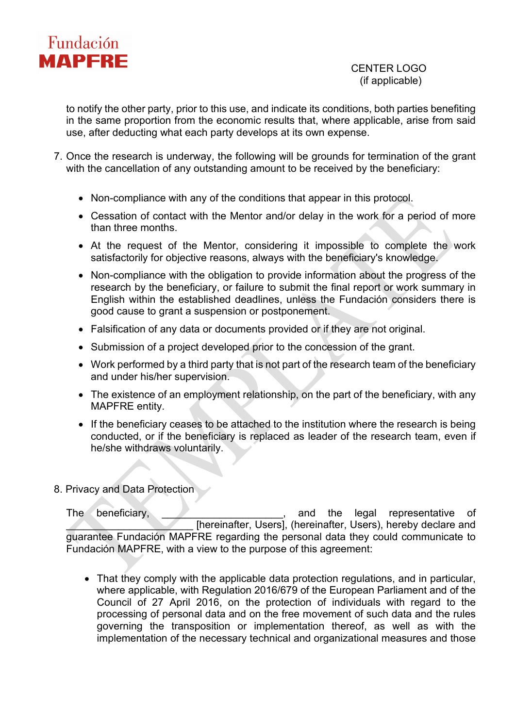to notify the other party, prior to this use, and indicate its conditions, both parties benefiting in the same proportion from the economic results that, where applicable, arise from said use, after deducting what each party develops at its own expense.

7. Once the research is underway, the following will be grounds for termination of the grant with the cancellation of any outstanding amount to be received by the beneficiary:

   - Non-compliance with any of the conditions that appear in this protocol.
   - Cessation of contact with the Mentor and/or delay in the work for a period of more than three months.
   - At the request of the Mentor, considering it impossible to complete the work satisfactorily for objective reasons, always with the beneficiary's knowledge.
   - Non-compliance with the obligation to provide information about the progress of the research by the beneficiary, or failure to submit the final report or work summary in English within the established deadlines, unless the Fundación considers there is good cause to grant a suspension or postponement.
   - Falsification of any data or documents provided or if they are not original.
   - Submission of a project developed prior to the concession of the grant.
   - Work performed by a third party that is not part of the research team of the beneficiary and under his/her supervision.
   - The existence of an employment relationship, on the part of the beneficiary, with any MAPFRE entity.
   - If the beneficiary ceases to be attached to the institution where the research is being conducted, or if the beneficiary is replaced as leader of the research team, even if he/she withdraws voluntarily.

8. Privacy and Data Protection

   The beneficiary, ______________________, and the legal representative of ______________________ [hereinafter, Users], (hereinafter, Users), hereby declare and guarantee Fundación MAPFRE regarding the personal data they could communicate to Fundación MAPFRE, with a view to the purpose of this agreement:

   - That they comply with the applicable data protection regulations, and in particular, where applicable, with Regulation 2016/679 of the European Parliament and of the Council of 27 April 2016, on the protection of individuals with regard to the processing of personal data and on the free movement of such data and the rules governing the transposition or implementation thereof, as well as with the implementation of the necessary technical and organizational measures and those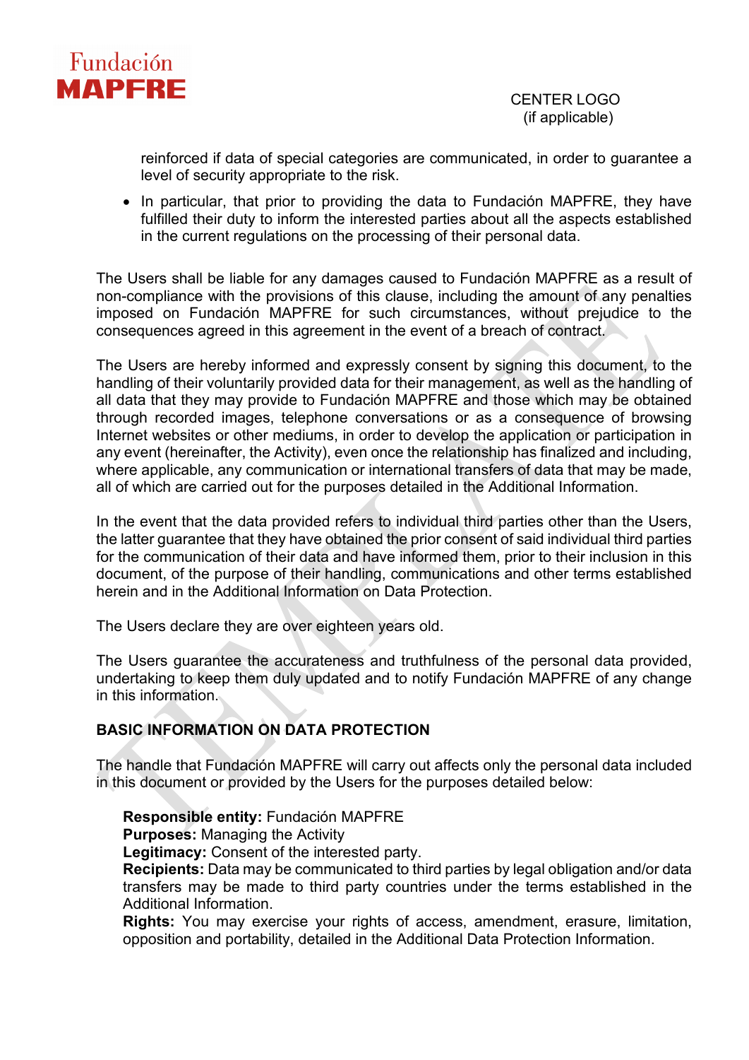reinforced if data of special categories are communicated, in order to guarantee a level of security appropriate to the risk.

- In particular, that prior to providing the data to Fundación MAPFRE, they have fulfilled their duty to inform the interested parties about all the aspects established in the current regulations on the processing of their personal data.

The Users shall be liable for any damages caused to Fundación MAPFRE as a result of non-compliance with the provisions of this clause, including the amount of any penalties imposed on Fundación MAPFRE for such circumstances, without prejudice to the consequences agreed in this agreement in the event of a breach of contract.

The Users are hereby informed and expressly consent by signing this document, to the handling of their voluntarily provided data for their management, as well as the handling of all data that they may provide to Fundación MAPFRE and those which may be obtained through recorded images, telephone conversations or as a consequence of browsing Internet websites or other mediums, in order to develop the application or participation in any event (hereinafter, the Activity), even once the relationship has finalized and including, where applicable, any communication or international transfers of data that may be made, all of which are carried out for the purposes detailed in the Additional Information.

In the event that the data provided refers to individual third parties other than the Users, the latter guarantee that they have obtained the prior consent of said individual third parties for the communication of their data and have informed them, prior to their inclusion in this document, of the purpose of their handling, communications and other terms established herein and in the Additional Information on Data Protection.

The Users declare they are over eighteen years old.

The Users guarantee the accurateness and truthfulness of the personal data provided, undertaking to keep them duly updated and to notify Fundación MAPFRE of any change in this information.

**BASIC INFORMATION ON DATA PROTECTION**

The handle that Fundación MAPFRE will carry out affects only the personal data included in this document or provided by the Users for the purposes detailed below:

**Responsible entity:** Fundación MAPFRE
**Purposes:** Managing the Activity
**Legitimacy:** Consent of the interested party.
**Recipients:** Data may be communicated to third parties by legal obligation and/or data transfers may be made to third party countries under the terms established in the Additional Information.
**Rights:** You may exercise your rights of access, amendment, erasure, limitation, opposition and portability, detailed in the Additional Data Protection Information.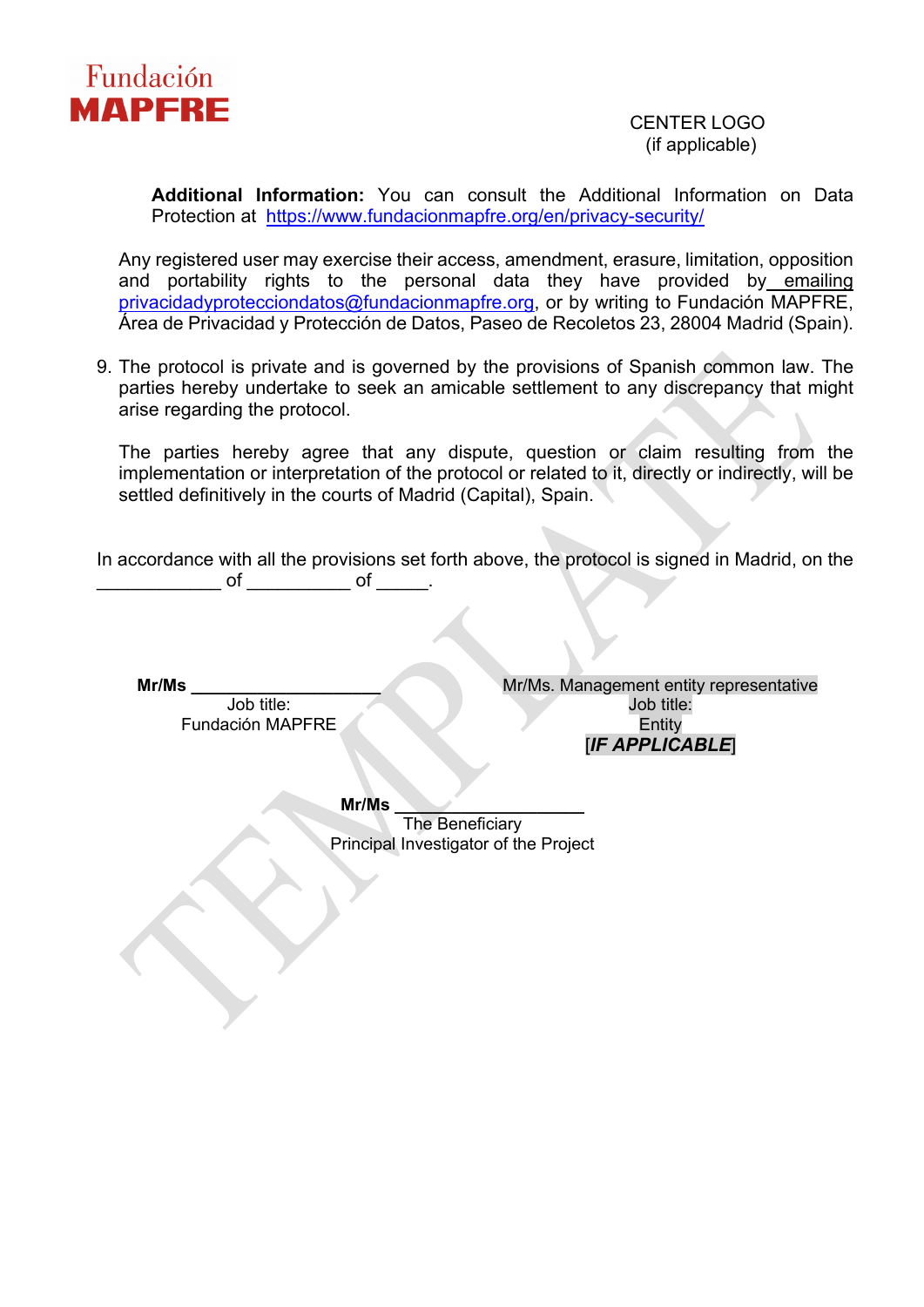Fundación MAPFRE

CENTER LOGO
(if applicable)

**Additional Information:** You can consult the Additional Information on Data Protection at https://www.fundacionmapfre.org/en/privacy-security/

Any registered user may exercise their access, amendment, erasure, limitation, opposition and portability rights to the personal data they have provided by emailing privacidadyprotecciondatos@fundacionmapfre.org, or by writing to Fundación MAPFRE, Área de Privacidad y Protección de Datos, Paseo de Recoletos 23, 28004 Madrid (Spain).

9. The protocol is private and is governed by the provisions of Spanish common law. The parties hereby undertake to seek an amicable settlement to any discrepancy that might arise regarding the protocol.

   The parties hereby agree that any dispute, question or claim resulting from the implementation or interpretation of the protocol or related to it, directly or indirectly, will be settled definitively in the courts of Madrid (Capital), Spain.

In accordance with all the provisions set forth above, the protocol is signed in Madrid, on the ____________ of __________ of _____.

**Mr/Ms** ____________________
Job title:
Fundación MAPFRE

Mr/Ms. Management entity representative
Job title:
Entity
[*IF APPLICABLE*]

**Mr/Ms** ____________________
The Beneficiary
Principal Investigator of the Project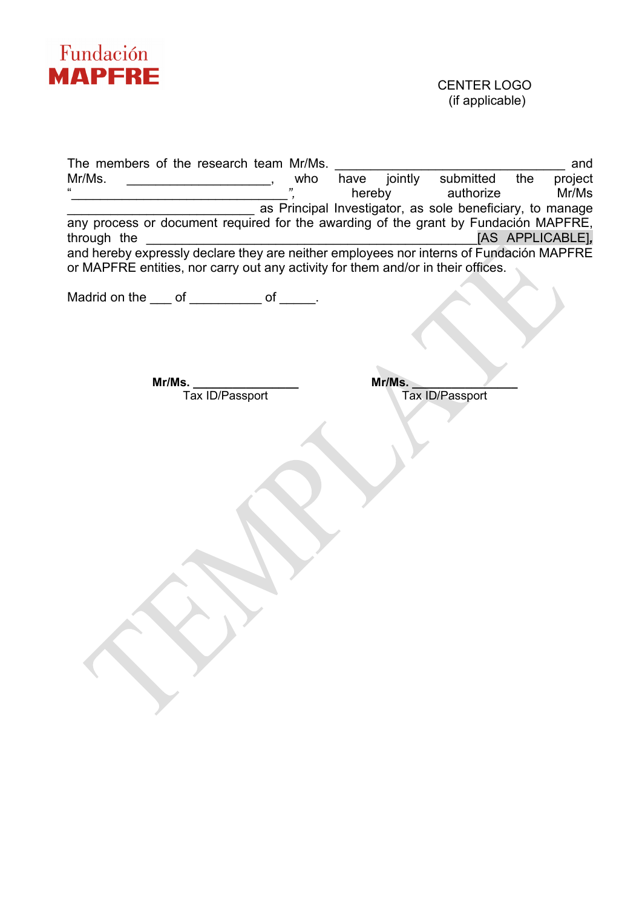Fundación MAPFRE

CENTER LOGO
(if applicable)

The members of the research team Mr/Ms. __________________________________ and Mr/Ms. _____________________, who have jointly submitted the project "________________________________", hereby authorize Mr/Ms ____________________________ as Principal Investigator, as sole beneficiary, to manage any process or document required for the awarding of the grant by Fundación MAPFRE, through the _________________________________________________[AS APPLICABLE], and hereby expressly declare they are neither employees nor interns of Fundación MAPFRE or MAPFRE entities, nor carry out any activity for them and/or in their offices.

Madrid on the ___ of __________ of _____.

**Mr/Ms. ________________**
Tax ID/Passport

**Mr/Ms. ________________**
Tax ID/Passport

TEMPLATE